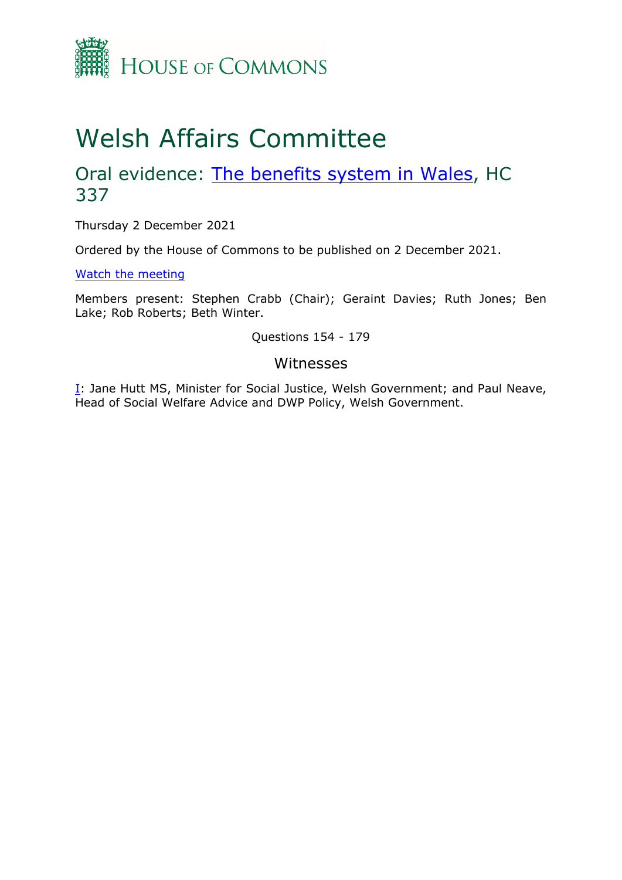House of Commons

# Welsh Affairs Committee

## Oral evidence: [The benefits system in Wales](), HC 337

Thursday 2 December 2021

Ordered by the House of Commons to be published on 2 December 2021.

[Watch the meeting]()

Members present: Stephen Crabb (Chair); Geraint Davies; Ruth Jones; Ben Lake; Rob Roberts; Beth Winter.

Questions 154 - 179

### Witnesses

[I](): Jane Hutt MS, Minister for Social Justice, Welsh Government; and Paul Neave, Head of Social Welfare Advice and DWP Policy, Welsh Government.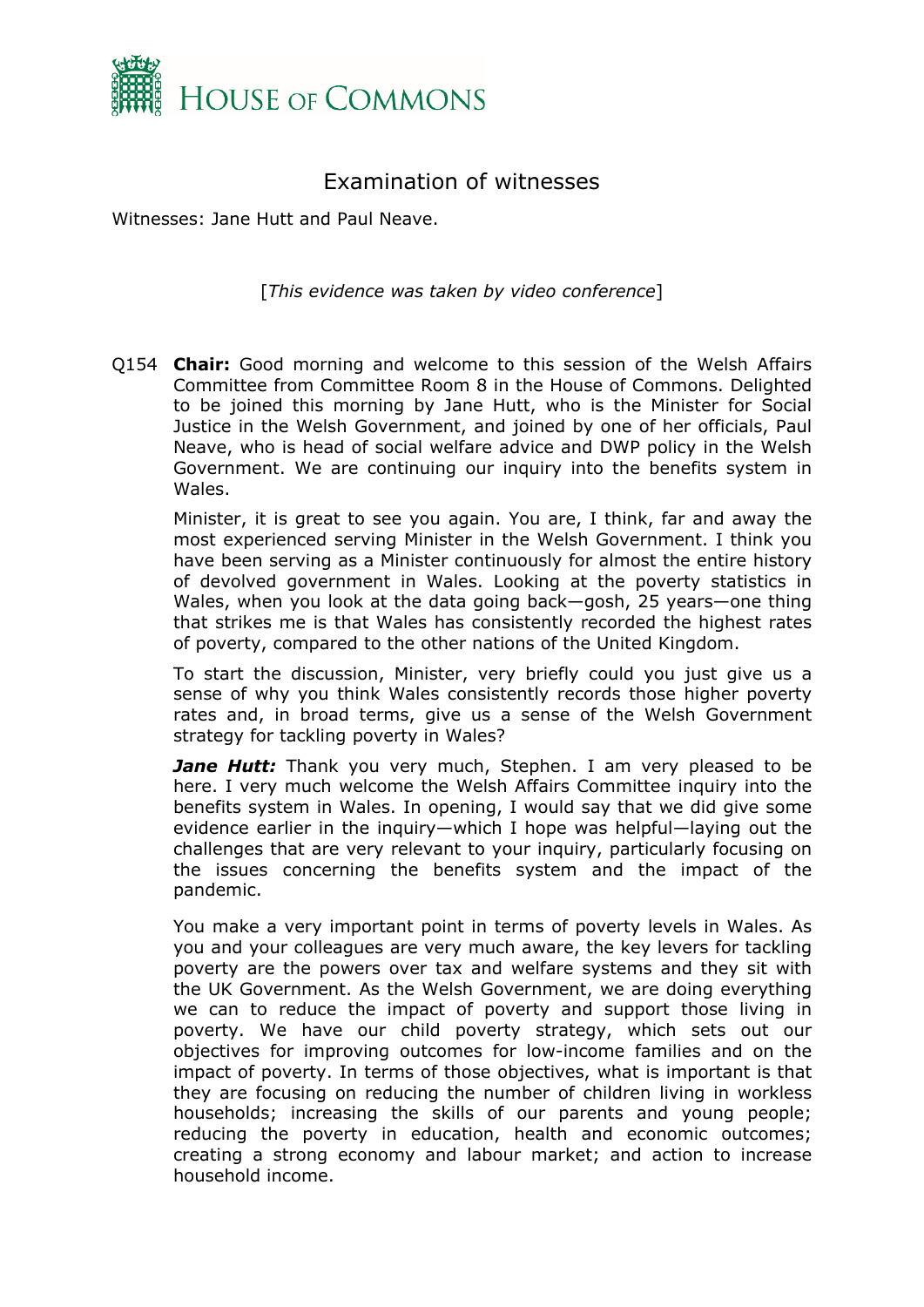# Examination of witnesses

Witnesses: Jane Hutt and Paul Neave.

[*This evidence was taken by video conference*]

Q154 **Chair:** Good morning and welcome to this session of the Welsh Affairs Committee from Committee Room 8 in the House of Commons. Delighted to be joined this morning by Jane Hutt, who is the Minister for Social Justice in the Welsh Government, and joined by one of her officials, Paul Neave, who is head of social welfare advice and DWP policy in the Welsh Government. We are continuing our inquiry into the benefits system in Wales.

Minister, it is great to see you again. You are, I think, far and away the most experienced serving Minister in the Welsh Government. I think you have been serving as a Minister continuously for almost the entire history of devolved government in Wales. Looking at the poverty statistics in Wales, when you look at the data going back—gosh, 25 years—one thing that strikes me is that Wales has consistently recorded the highest rates of poverty, compared to the other nations of the United Kingdom.

To start the discussion, Minister, very briefly could you just give us a sense of why you think Wales consistently records those higher poverty rates and, in broad terms, give us a sense of the Welsh Government strategy for tackling poverty in Wales?

***Jane Hutt:*** Thank you very much, Stephen. I am very pleased to be here. I very much welcome the Welsh Affairs Committee inquiry into the benefits system in Wales. In opening, I would say that we did give some evidence earlier in the inquiry—which I hope was helpful—laying out the challenges that are very relevant to your inquiry, particularly focusing on the issues concerning the benefits system and the impact of the pandemic.

You make a very important point in terms of poverty levels in Wales. As you and your colleagues are very much aware, the key levers for tackling poverty are the powers over tax and welfare systems and they sit with the UK Government. As the Welsh Government, we are doing everything we can to reduce the impact of poverty and support those living in poverty. We have our child poverty strategy, which sets out our objectives for improving outcomes for low-income families and on the impact of poverty. In terms of those objectives, what is important is that they are focusing on reducing the number of children living in workless households; increasing the skills of our parents and young people; reducing the poverty in education, health and economic outcomes; creating a strong economy and labour market; and action to increase household income.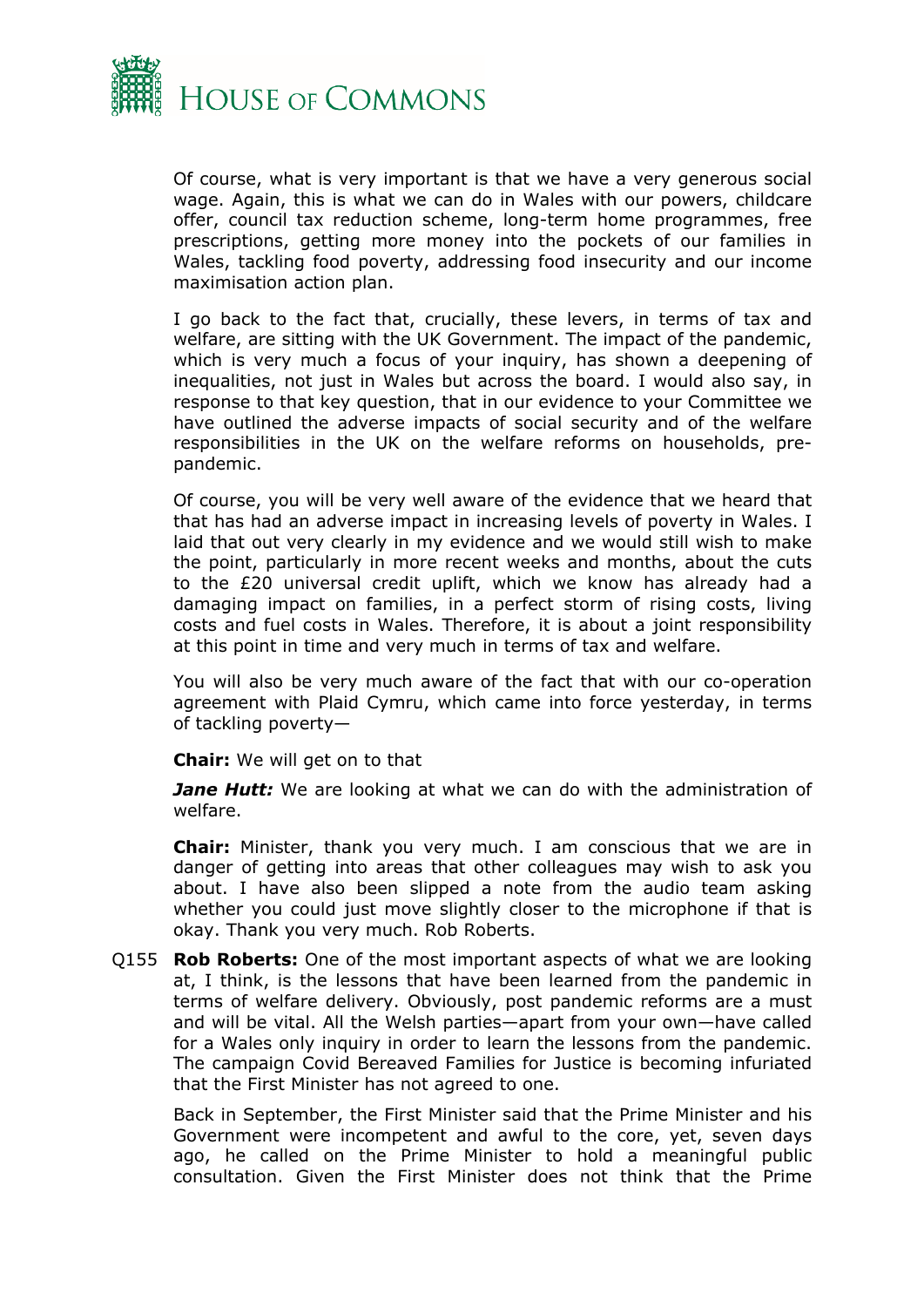Of course, what is very important is that we have a very generous social wage. Again, this is what we can do in Wales with our powers, childcare offer, council tax reduction scheme, long-term home programmes, free prescriptions, getting more money into the pockets of our families in Wales, tackling food poverty, addressing food insecurity and our income maximisation action plan.

I go back to the fact that, crucially, these levers, in terms of tax and welfare, are sitting with the UK Government. The impact of the pandemic, which is very much a focus of your inquiry, has shown a deepening of inequalities, not just in Wales but across the board. I would also say, in response to that key question, that in our evidence to your Committee we have outlined the adverse impacts of social security and of the welfare responsibilities in the UK on the welfare reforms on households, pre-pandemic.

Of course, you will be very well aware of the evidence that we heard that that has had an adverse impact in increasing levels of poverty in Wales. I laid that out very clearly in my evidence and we would still wish to make the point, particularly in more recent weeks and months, about the cuts to the £20 universal credit uplift, which we know has already had a damaging impact on families, in a perfect storm of rising costs, living costs and fuel costs in Wales. Therefore, it is about a joint responsibility at this point in time and very much in terms of tax and welfare.

You will also be very much aware of the fact that with our co-operation agreement with Plaid Cymru, which came into force yesterday, in terms of tackling poverty—

**Chair:** We will get on to that

***Jane Hutt:*** We are looking at what we can do with the administration of welfare.

**Chair:** Minister, thank you very much. I am conscious that we are in danger of getting into areas that other colleagues may wish to ask you about. I have also been slipped a note from the audio team asking whether you could just move slightly closer to the microphone if that is okay. Thank you very much. Rob Roberts.

Q155 **Rob Roberts:** One of the most important aspects of what we are looking at, I think, is the lessons that have been learned from the pandemic in terms of welfare delivery. Obviously, post pandemic reforms are a must and will be vital. All the Welsh parties—apart from your own—have called for a Wales only inquiry in order to learn the lessons from the pandemic. The campaign Covid Bereaved Families for Justice is becoming infuriated that the First Minister has not agreed to one.

Back in September, the First Minister said that the Prime Minister and his Government were incompetent and awful to the core, yet, seven days ago, he called on the Prime Minister to hold a meaningful public consultation. Given the First Minister does not think that the Prime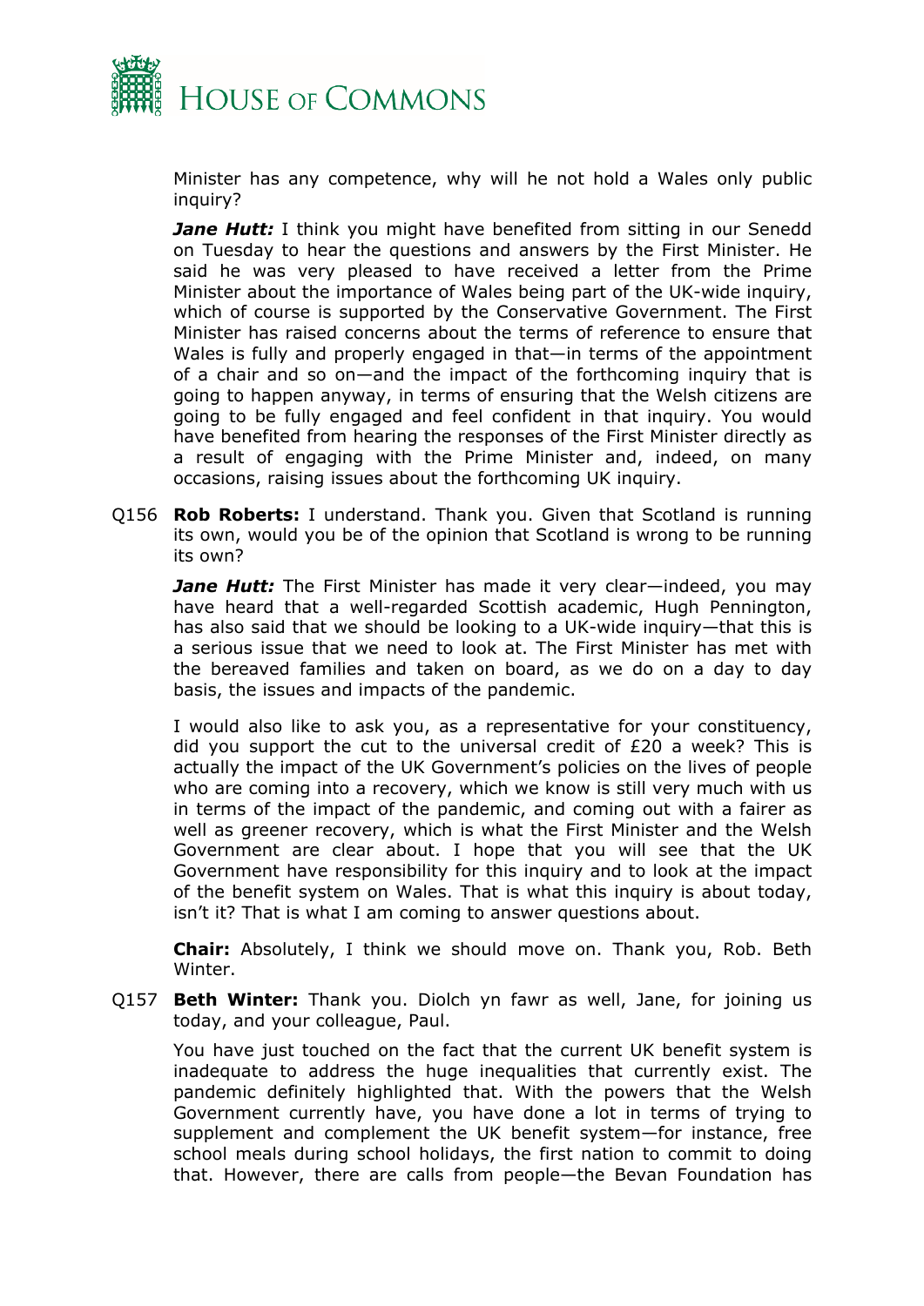Minister has any competence, why will he not hold a Wales only public inquiry?

***Jane Hutt:*** I think you might have benefited from sitting in our Senedd on Tuesday to hear the questions and answers by the First Minister. He said he was very pleased to have received a letter from the Prime Minister about the importance of Wales being part of the UK-wide inquiry, which of course is supported by the Conservative Government. The First Minister has raised concerns about the terms of reference to ensure that Wales is fully and properly engaged in that—in terms of the appointment of a chair and so on—and the impact of the forthcoming inquiry that is going to happen anyway, in terms of ensuring that the Welsh citizens are going to be fully engaged and feel confident in that inquiry. You would have benefited from hearing the responses of the First Minister directly as a result of engaging with the Prime Minister and, indeed, on many occasions, raising issues about the forthcoming UK inquiry.

Q156 **Rob Roberts:** I understand. Thank you. Given that Scotland is running its own, would you be of the opinion that Scotland is wrong to be running its own?

***Jane Hutt:*** The First Minister has made it very clear—indeed, you may have heard that a well-regarded Scottish academic, Hugh Pennington, has also said that we should be looking to a UK-wide inquiry—that this is a serious issue that we need to look at. The First Minister has met with the bereaved families and taken on board, as we do on a day to day basis, the issues and impacts of the pandemic.

I would also like to ask you, as a representative for your constituency, did you support the cut to the universal credit of £20 a week? This is actually the impact of the UK Government's policies on the lives of people who are coming into a recovery, which we know is still very much with us in terms of the impact of the pandemic, and coming out with a fairer as well as greener recovery, which is what the First Minister and the Welsh Government are clear about. I hope that you will see that the UK Government have responsibility for this inquiry and to look at the impact of the benefit system on Wales. That is what this inquiry is about today, isn't it? That is what I am coming to answer questions about.

**Chair:** Absolutely, I think we should move on. Thank you, Rob. Beth Winter.

Q157 **Beth Winter:** Thank you. Diolch yn fawr as well, Jane, for joining us today, and your colleague, Paul.

You have just touched on the fact that the current UK benefit system is inadequate to address the huge inequalities that currently exist. The pandemic definitely highlighted that. With the powers that the Welsh Government currently have, you have done a lot in terms of trying to supplement and complement the UK benefit system—for instance, free school meals during school holidays, the first nation to commit to doing that. However, there are calls from people—the Bevan Foundation has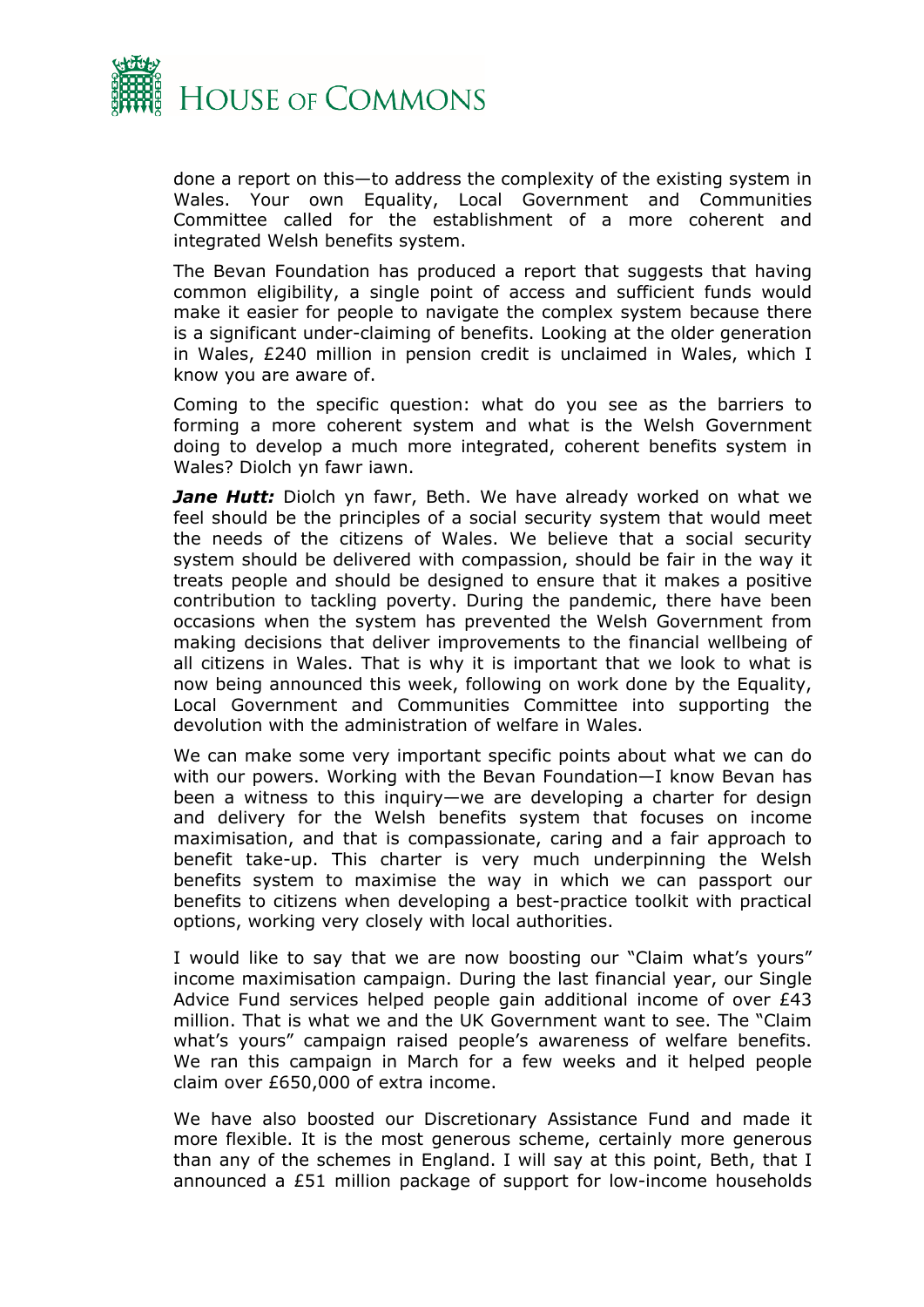done a report on this—to address the complexity of the existing system in Wales. Your own Equality, Local Government and Communities Committee called for the establishment of a more coherent and integrated Welsh benefits system.

The Bevan Foundation has produced a report that suggests that having common eligibility, a single point of access and sufficient funds would make it easier for people to navigate the complex system because there is a significant under-claiming of benefits. Looking at the older generation in Wales, £240 million in pension credit is unclaimed in Wales, which I know you are aware of.

Coming to the specific question: what do you see as the barriers to forming a more coherent system and what is the Welsh Government doing to develop a much more integrated, coherent benefits system in Wales? Diolch yn fawr iawn.

***Jane Hutt:*** Diolch yn fawr, Beth. We have already worked on what we feel should be the principles of a social security system that would meet the needs of the citizens of Wales. We believe that a social security system should be delivered with compassion, should be fair in the way it treats people and should be designed to ensure that it makes a positive contribution to tackling poverty. During the pandemic, there have been occasions when the system has prevented the Welsh Government from making decisions that deliver improvements to the financial wellbeing of all citizens in Wales. That is why it is important that we look to what is now being announced this week, following on work done by the Equality, Local Government and Communities Committee into supporting the devolution with the administration of welfare in Wales.

We can make some very important specific points about what we can do with our powers. Working with the Bevan Foundation—I know Bevan has been a witness to this inquiry—we are developing a charter for design and delivery for the Welsh benefits system that focuses on income maximisation, and that is compassionate, caring and a fair approach to benefit take-up. This charter is very much underpinning the Welsh benefits system to maximise the way in which we can passport our benefits to citizens when developing a best-practice toolkit with practical options, working very closely with local authorities.

I would like to say that we are now boosting our "Claim what's yours" income maximisation campaign. During the last financial year, our Single Advice Fund services helped people gain additional income of over £43 million. That is what we and the UK Government want to see. The "Claim what's yours" campaign raised people's awareness of welfare benefits. We ran this campaign in March for a few weeks and it helped people claim over £650,000 of extra income.

We have also boosted our Discretionary Assistance Fund and made it more flexible. It is the most generous scheme, certainly more generous than any of the schemes in England. I will say at this point, Beth, that I announced a £51 million package of support for low-income households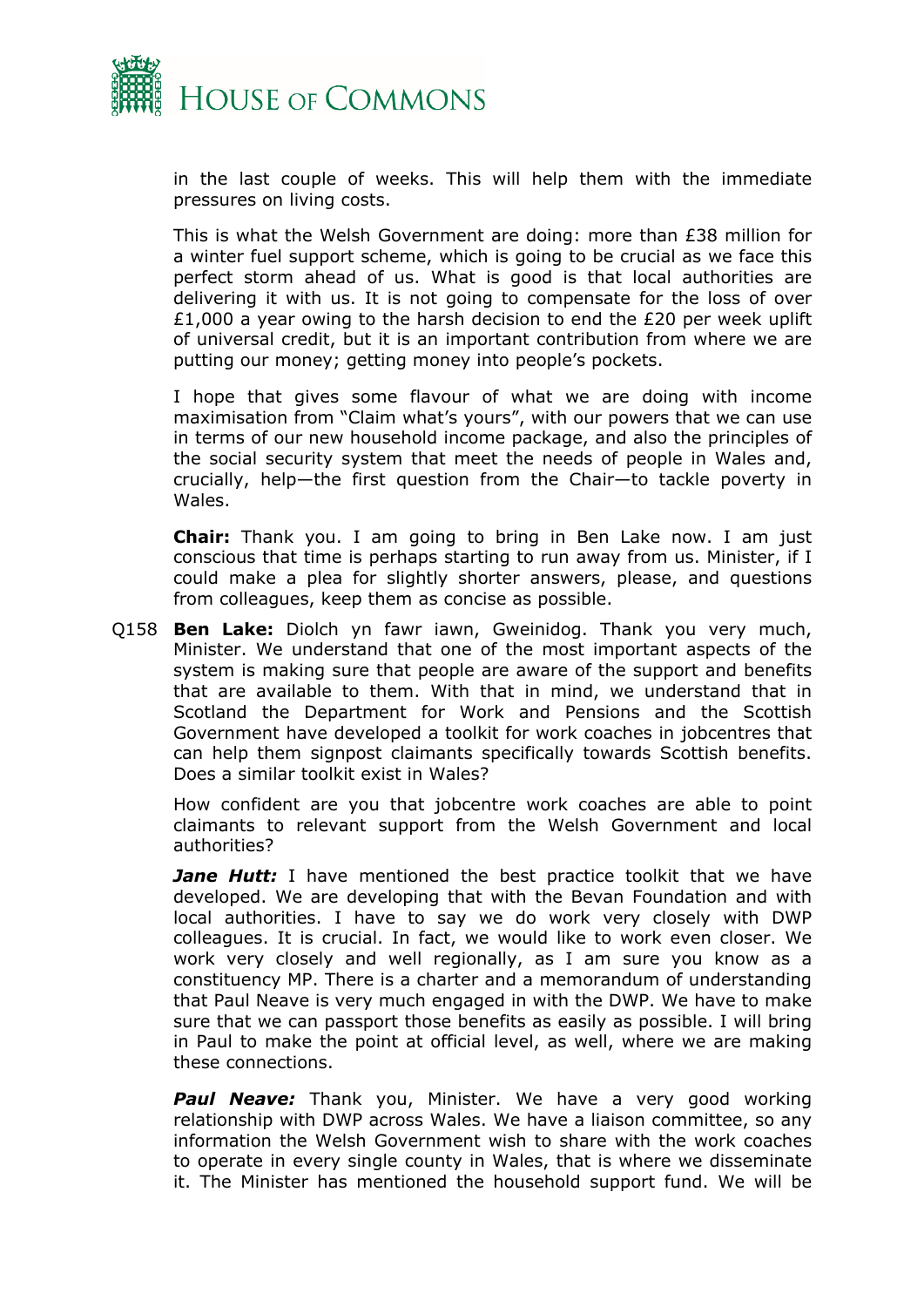in the last couple of weeks. This will help them with the immediate pressures on living costs.

This is what the Welsh Government are doing: more than £38 million for a winter fuel support scheme, which is going to be crucial as we face this perfect storm ahead of us. What is good is that local authorities are delivering it with us. It is not going to compensate for the loss of over £1,000 a year owing to the harsh decision to end the £20 per week uplift of universal credit, but it is an important contribution from where we are putting our money; getting money into people's pockets.

I hope that gives some flavour of what we are doing with income maximisation from "Claim what's yours", with our powers that we can use in terms of our new household income package, and also the principles of the social security system that meet the needs of people in Wales and, crucially, help—the first question from the Chair—to tackle poverty in Wales.

**Chair:** Thank you. I am going to bring in Ben Lake now. I am just conscious that time is perhaps starting to run away from us. Minister, if I could make a plea for slightly shorter answers, please, and questions from colleagues, keep them as concise as possible.

Q158 **Ben Lake:** Diolch yn fawr iawn, Gweinidog. Thank you very much, Minister. We understand that one of the most important aspects of the system is making sure that people are aware of the support and benefits that are available to them. With that in mind, we understand that in Scotland the Department for Work and Pensions and the Scottish Government have developed a toolkit for work coaches in jobcentres that can help them signpost claimants specifically towards Scottish benefits. Does a similar toolkit exist in Wales?

How confident are you that jobcentre work coaches are able to point claimants to relevant support from the Welsh Government and local authorities?

***Jane Hutt:*** I have mentioned the best practice toolkit that we have developed. We are developing that with the Bevan Foundation and with local authorities. I have to say we do work very closely with DWP colleagues. It is crucial. In fact, we would like to work even closer. We work very closely and well regionally, as I am sure you know as a constituency MP. There is a charter and a memorandum of understanding that Paul Neave is very much engaged in with the DWP. We have to make sure that we can passport those benefits as easily as possible. I will bring in Paul to make the point at official level, as well, where we are making these connections.

***Paul Neave:*** Thank you, Minister. We have a very good working relationship with DWP across Wales. We have a liaison committee, so any information the Welsh Government wish to share with the work coaches to operate in every single county in Wales, that is where we disseminate it. The Minister has mentioned the household support fund. We will be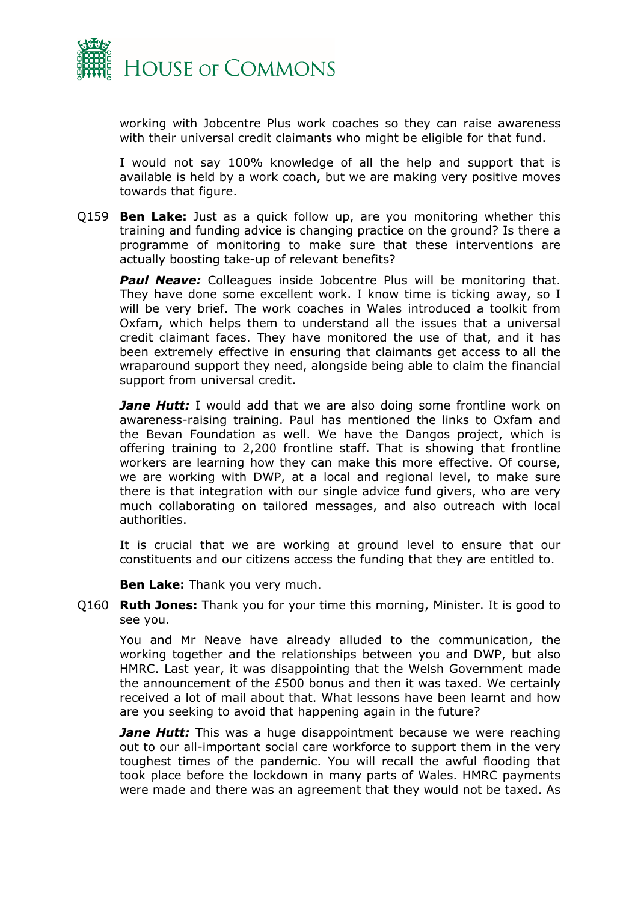working with Jobcentre Plus work coaches so they can raise awareness with their universal credit claimants who might be eligible for that fund.

I would not say 100% knowledge of all the help and support that is available is held by a work coach, but we are making very positive moves towards that figure.

Q159 **Ben Lake:** Just as a quick follow up, are you monitoring whether this training and funding advice is changing practice on the ground? Is there a programme of monitoring to make sure that these interventions are actually boosting take-up of relevant benefits?

***Paul Neave:*** Colleagues inside Jobcentre Plus will be monitoring that. They have done some excellent work. I know time is ticking away, so I will be very brief. The work coaches in Wales introduced a toolkit from Oxfam, which helps them to understand all the issues that a universal credit claimant faces. They have monitored the use of that, and it has been extremely effective in ensuring that claimants get access to all the wraparound support they need, alongside being able to claim the financial support from universal credit.

***Jane Hutt:*** I would add that we are also doing some frontline work on awareness-raising training. Paul has mentioned the links to Oxfam and the Bevan Foundation as well. We have the Dangos project, which is offering training to 2,200 frontline staff. That is showing that frontline workers are learning how they can make this more effective. Of course, we are working with DWP, at a local and regional level, to make sure there is that integration with our single advice fund givers, who are very much collaborating on tailored messages, and also outreach with local authorities.

It is crucial that we are working at ground level to ensure that our constituents and our citizens access the funding that they are entitled to.

**Ben Lake:** Thank you very much.

Q160 **Ruth Jones:** Thank you for your time this morning, Minister. It is good to see you.

You and Mr Neave have already alluded to the communication, the working together and the relationships between you and DWP, but also HMRC. Last year, it was disappointing that the Welsh Government made the announcement of the £500 bonus and then it was taxed. We certainly received a lot of mail about that. What lessons have been learnt and how are you seeking to avoid that happening again in the future?

***Jane Hutt:*** This was a huge disappointment because we were reaching out to our all-important social care workforce to support them in the very toughest times of the pandemic. You will recall the awful flooding that took place before the lockdown in many parts of Wales. HMRC payments were made and there was an agreement that they would not be taxed. As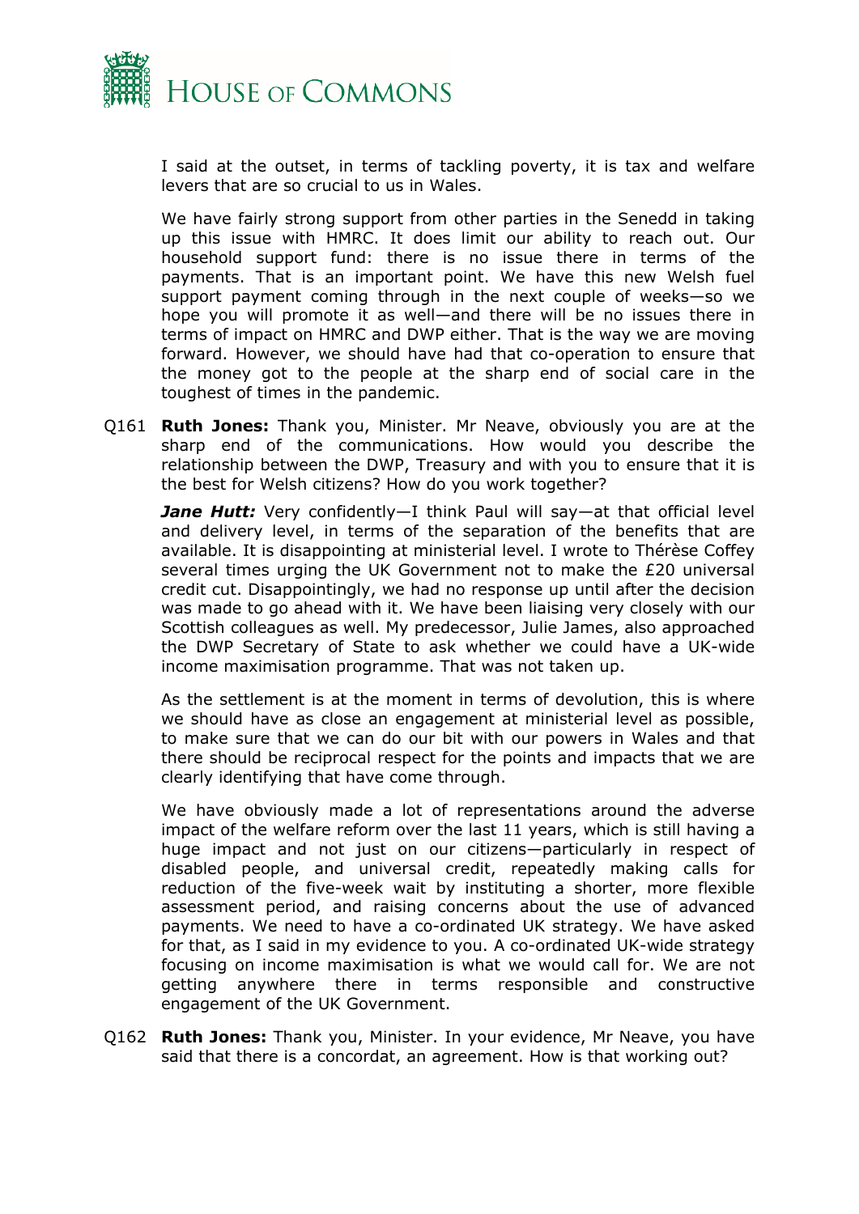I said at the outset, in terms of tackling poverty, it is tax and welfare levers that are so crucial to us in Wales.

We have fairly strong support from other parties in the Senedd in taking up this issue with HMRC. It does limit our ability to reach out. Our household support fund: there is no issue there in terms of the payments. That is an important point. We have this new Welsh fuel support payment coming through in the next couple of weeks—so we hope you will promote it as well—and there will be no issues there in terms of impact on HMRC and DWP either. That is the way we are moving forward. However, we should have had that co-operation to ensure that the money got to the people at the sharp end of social care in the toughest of times in the pandemic.

Q161 **Ruth Jones:** Thank you, Minister. Mr Neave, obviously you are at the sharp end of the communications. How would you describe the relationship between the DWP, Treasury and with you to ensure that it is the best for Welsh citizens? How do you work together?

***Jane Hutt:*** Very confidently—I think Paul will say—at that official level and delivery level, in terms of the separation of the benefits that are available. It is disappointing at ministerial level. I wrote to Thérèse Coffey several times urging the UK Government not to make the £20 universal credit cut. Disappointingly, we had no response up until after the decision was made to go ahead with it. We have been liaising very closely with our Scottish colleagues as well. My predecessor, Julie James, also approached the DWP Secretary of State to ask whether we could have a UK-wide income maximisation programme. That was not taken up.

As the settlement is at the moment in terms of devolution, this is where we should have as close an engagement at ministerial level as possible, to make sure that we can do our bit with our powers in Wales and that there should be reciprocal respect for the points and impacts that we are clearly identifying that have come through.

We have obviously made a lot of representations around the adverse impact of the welfare reform over the last 11 years, which is still having a huge impact and not just on our citizens—particularly in respect of disabled people, and universal credit, repeatedly making calls for reduction of the five-week wait by instituting a shorter, more flexible assessment period, and raising concerns about the use of advanced payments. We need to have a co-ordinated UK strategy. We have asked for that, as I said in my evidence to you. A co-ordinated UK-wide strategy focusing on income maximisation is what we would call for. We are not getting anywhere there in terms responsible and constructive engagement of the UK Government.

Q162 **Ruth Jones:** Thank you, Minister. In your evidence, Mr Neave, you have said that there is a concordat, an agreement. How is that working out?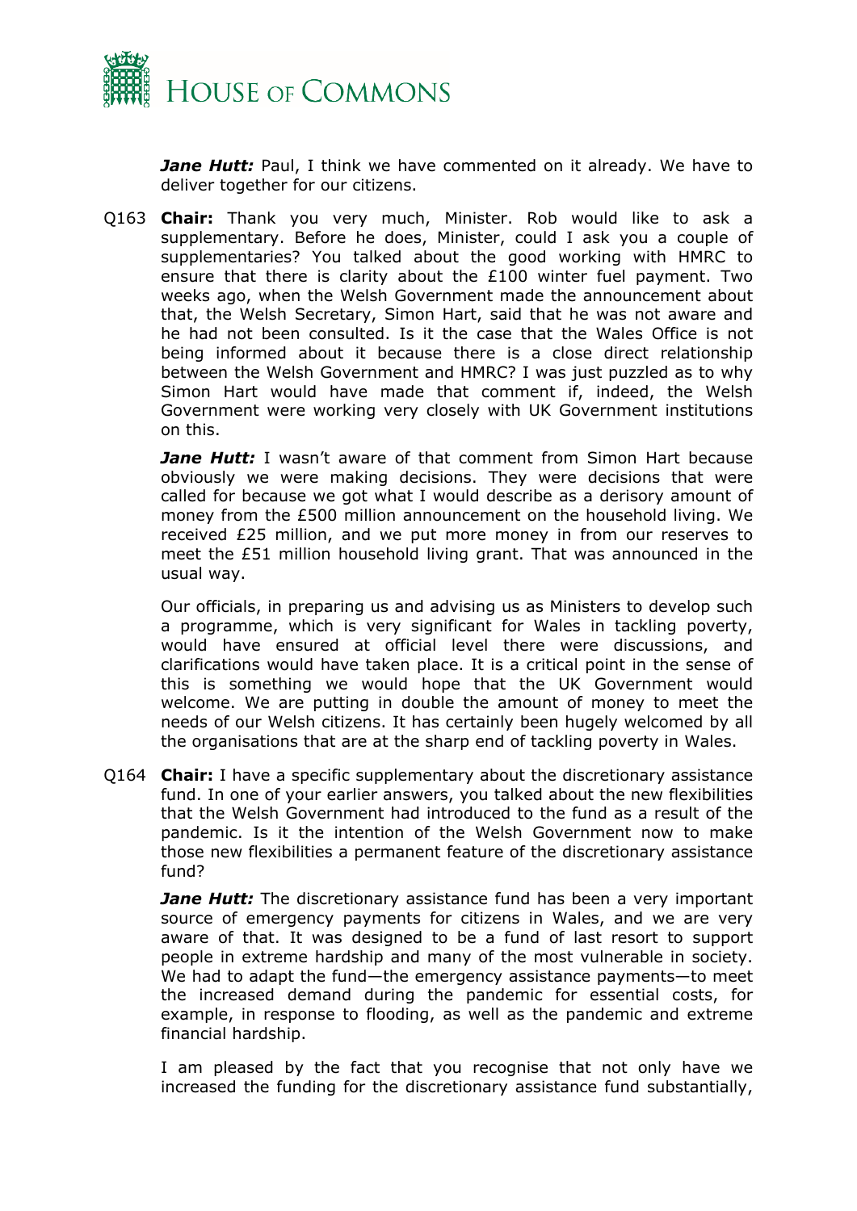***Jane Hutt:*** Paul, I think we have commented on it already. We have to deliver together for our citizens.

Q163 **Chair:** Thank you very much, Minister. Rob would like to ask a supplementary. Before he does, Minister, could I ask you a couple of supplementaries? You talked about the good working with HMRC to ensure that there is clarity about the £100 winter fuel payment. Two weeks ago, when the Welsh Government made the announcement about that, the Welsh Secretary, Simon Hart, said that he was not aware and he had not been consulted. Is it the case that the Wales Office is not being informed about it because there is a close direct relationship between the Welsh Government and HMRC? I was just puzzled as to why Simon Hart would have made that comment if, indeed, the Welsh Government were working very closely with UK Government institutions on this.

***Jane Hutt:*** I wasn't aware of that comment from Simon Hart because obviously we were making decisions. They were decisions that were called for because we got what I would describe as a derisory amount of money from the £500 million announcement on the household living. We received £25 million, and we put more money in from our reserves to meet the £51 million household living grant. That was announced in the usual way.

Our officials, in preparing us and advising us as Ministers to develop such a programme, which is very significant for Wales in tackling poverty, would have ensured at official level there were discussions, and clarifications would have taken place. It is a critical point in the sense of this is something we would hope that the UK Government would welcome. We are putting in double the amount of money to meet the needs of our Welsh citizens. It has certainly been hugely welcomed by all the organisations that are at the sharp end of tackling poverty in Wales.

Q164 **Chair:** I have a specific supplementary about the discretionary assistance fund. In one of your earlier answers, you talked about the new flexibilities that the Welsh Government had introduced to the fund as a result of the pandemic. Is it the intention of the Welsh Government now to make those new flexibilities a permanent feature of the discretionary assistance fund?

***Jane Hutt:*** The discretionary assistance fund has been a very important source of emergency payments for citizens in Wales, and we are very aware of that. It was designed to be a fund of last resort to support people in extreme hardship and many of the most vulnerable in society. We had to adapt the fund—the emergency assistance payments—to meet the increased demand during the pandemic for essential costs, for example, in response to flooding, as well as the pandemic and extreme financial hardship.

I am pleased by the fact that you recognise that not only have we increased the funding for the discretionary assistance fund substantially,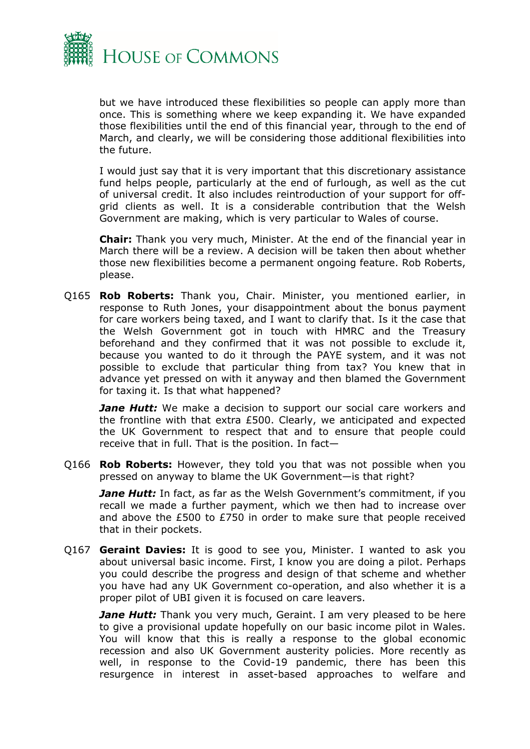but we have introduced these flexibilities so people can apply more than once. This is something where we keep expanding it. We have expanded those flexibilities until the end of this financial year, through to the end of March, and clearly, we will be considering those additional flexibilities into the future.

I would just say that it is very important that this discretionary assistance fund helps people, particularly at the end of furlough, as well as the cut of universal credit. It also includes reintroduction of your support for off-grid clients as well. It is a considerable contribution that the Welsh Government are making, which is very particular to Wales of course.

**Chair:** Thank you very much, Minister. At the end of the financial year in March there will be a review. A decision will be taken then about whether those new flexibilities become a permanent ongoing feature. Rob Roberts, please.

Q165 **Rob Roberts:** Thank you, Chair. Minister, you mentioned earlier, in response to Ruth Jones, your disappointment about the bonus payment for care workers being taxed, and I want to clarify that. Is it the case that the Welsh Government got in touch with HMRC and the Treasury beforehand and they confirmed that it was not possible to exclude it, because you wanted to do it through the PAYE system, and it was not possible to exclude that particular thing from tax? You knew that in advance yet pressed on with it anyway and then blamed the Government for taxing it. Is that what happened?

***Jane Hutt:*** We make a decision to support our social care workers and the frontline with that extra £500. Clearly, we anticipated and expected the UK Government to respect that and to ensure that people could receive that in full. That is the position. In fact—

Q166 **Rob Roberts:** However, they told you that was not possible when you pressed on anyway to blame the UK Government—is that right?

***Jane Hutt:*** In fact, as far as the Welsh Government's commitment, if you recall we made a further payment, which we then had to increase over and above the £500 to £750 in order to make sure that people received that in their pockets.

Q167 **Geraint Davies:** It is good to see you, Minister. I wanted to ask you about universal basic income. First, I know you are doing a pilot. Perhaps you could describe the progress and design of that scheme and whether you have had any UK Government co-operation, and also whether it is a proper pilot of UBI given it is focused on care leavers.

***Jane Hutt:*** Thank you very much, Geraint. I am very pleased to be here to give a provisional update hopefully on our basic income pilot in Wales. You will know that this is really a response to the global economic recession and also UK Government austerity policies. More recently as well, in response to the Covid-19 pandemic, there has been this resurgence in interest in asset-based approaches to welfare and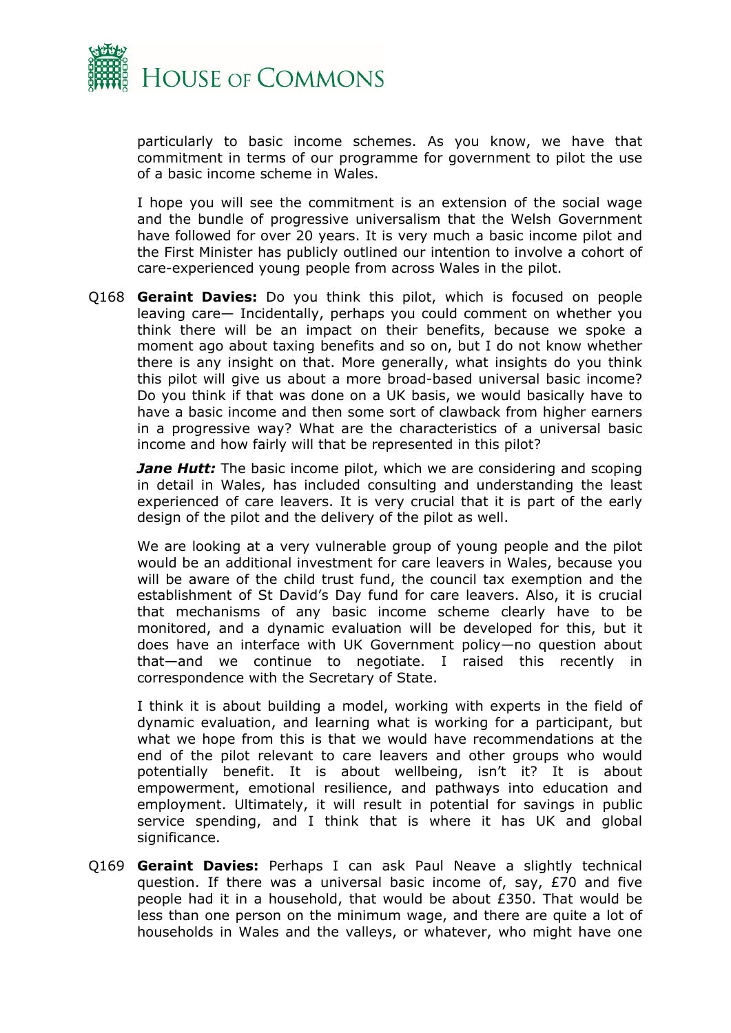particularly to basic income schemes. As you know, we have that commitment in terms of our programme for government to pilot the use of a basic income scheme in Wales.

I hope you will see the commitment is an extension of the social wage and the bundle of progressive universalism that the Welsh Government have followed for over 20 years. It is very much a basic income pilot and the First Minister has publicly outlined our intention to involve a cohort of care-experienced young people from across Wales in the pilot.

Q168 **Geraint Davies:** Do you think this pilot, which is focused on people leaving care— Incidentally, perhaps you could comment on whether you think there will be an impact on their benefits, because we spoke a moment ago about taxing benefits and so on, but I do not know whether there is any insight on that. More generally, what insights do you think this pilot will give us about a more broad-based universal basic income? Do you think if that was done on a UK basis, we would basically have to have a basic income and then some sort of clawback from higher earners in a progressive way? What are the characteristics of a universal basic income and how fairly will that be represented in this pilot?

***Jane Hutt:*** The basic income pilot, which we are considering and scoping in detail in Wales, has included consulting and understanding the least experienced of care leavers. It is very crucial that it is part of the early design of the pilot and the delivery of the pilot as well.

We are looking at a very vulnerable group of young people and the pilot would be an additional investment for care leavers in Wales, because you will be aware of the child trust fund, the council tax exemption and the establishment of St David's Day fund for care leavers. Also, it is crucial that mechanisms of any basic income scheme clearly have to be monitored, and a dynamic evaluation will be developed for this, but it does have an interface with UK Government policy—no question about that—and we continue to negotiate. I raised this recently in correspondence with the Secretary of State.

I think it is about building a model, working with experts in the field of dynamic evaluation, and learning what is working for a participant, but what we hope from this is that we would have recommendations at the end of the pilot relevant to care leavers and other groups who would potentially benefit. It is about wellbeing, isn't it? It is about empowerment, emotional resilience, and pathways into education and employment. Ultimately, it will result in potential for savings in public service spending, and I think that is where it has UK and global significance.

Q169 **Geraint Davies:** Perhaps I can ask Paul Neave a slightly technical question. If there was a universal basic income of, say, £70 and five people had it in a household, that would be about £350. That would be less than one person on the minimum wage, and there are quite a lot of households in Wales and the valleys, or whatever, who might have one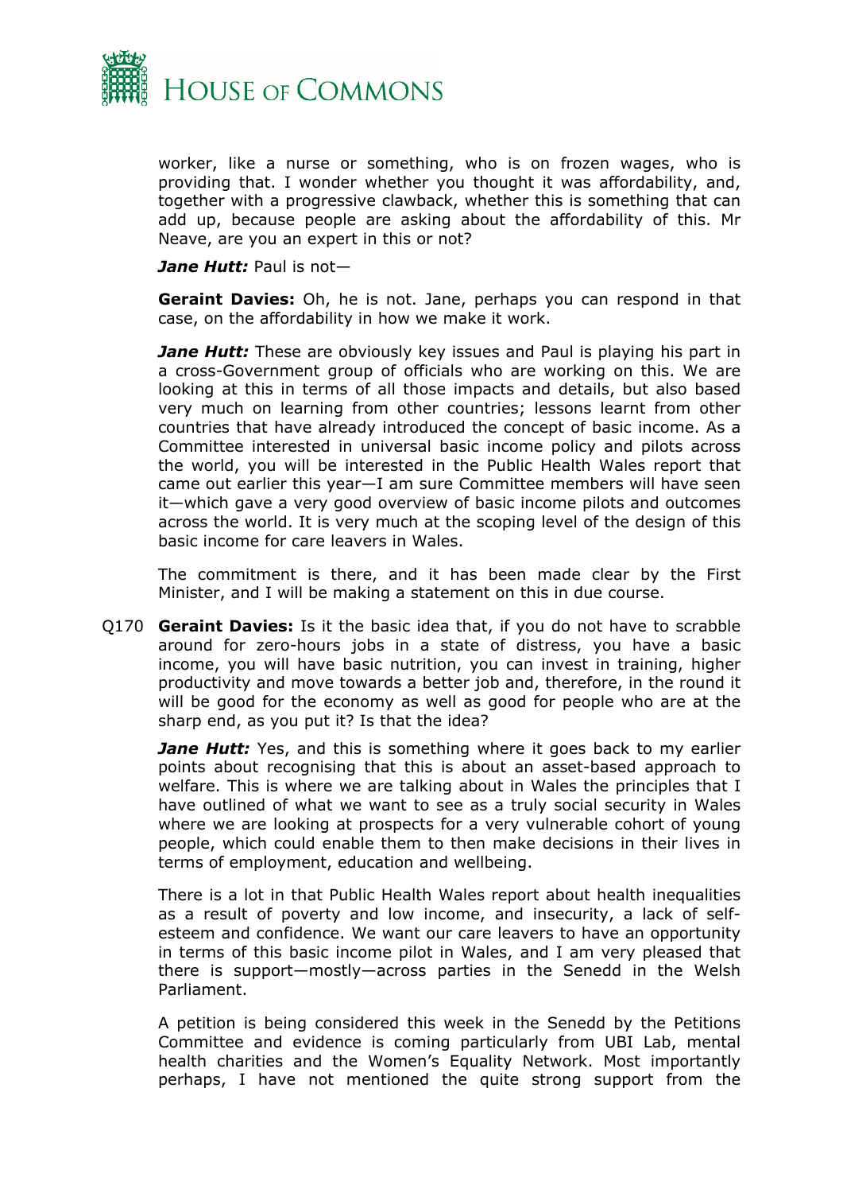worker, like a nurse or something, who is on frozen wages, who is providing that. I wonder whether you thought it was affordability, and, together with a progressive clawback, whether this is something that can add up, because people are asking about the affordability of this. Mr Neave, are you an expert in this or not?

***Jane Hutt:*** Paul is not—

**Geraint Davies:** Oh, he is not. Jane, perhaps you can respond in that case, on the affordability in how we make it work.

***Jane Hutt:*** These are obviously key issues and Paul is playing his part in a cross-Government group of officials who are working on this. We are looking at this in terms of all those impacts and details, but also based very much on learning from other countries; lessons learnt from other countries that have already introduced the concept of basic income. As a Committee interested in universal basic income policy and pilots across the world, you will be interested in the Public Health Wales report that came out earlier this year—I am sure Committee members will have seen it—which gave a very good overview of basic income pilots and outcomes across the world. It is very much at the scoping level of the design of this basic income for care leavers in Wales.

The commitment is there, and it has been made clear by the First Minister, and I will be making a statement on this in due course.

Q170 **Geraint Davies:** Is it the basic idea that, if you do not have to scrabble around for zero-hours jobs in a state of distress, you have a basic income, you will have basic nutrition, you can invest in training, higher productivity and move towards a better job and, therefore, in the round it will be good for the economy as well as good for people who are at the sharp end, as you put it? Is that the idea?

***Jane Hutt:*** Yes, and this is something where it goes back to my earlier points about recognising that this is about an asset-based approach to welfare. This is where we are talking about in Wales the principles that I have outlined of what we want to see as a truly social security in Wales where we are looking at prospects for a very vulnerable cohort of young people, which could enable them to then make decisions in their lives in terms of employment, education and wellbeing.

There is a lot in that Public Health Wales report about health inequalities as a result of poverty and low income, and insecurity, a lack of self-esteem and confidence. We want our care leavers to have an opportunity in terms of this basic income pilot in Wales, and I am very pleased that there is support—mostly—across parties in the Senedd in the Welsh Parliament.

A petition is being considered this week in the Senedd by the Petitions Committee and evidence is coming particularly from UBI Lab, mental health charities and the Women's Equality Network. Most importantly perhaps, I have not mentioned the quite strong support from the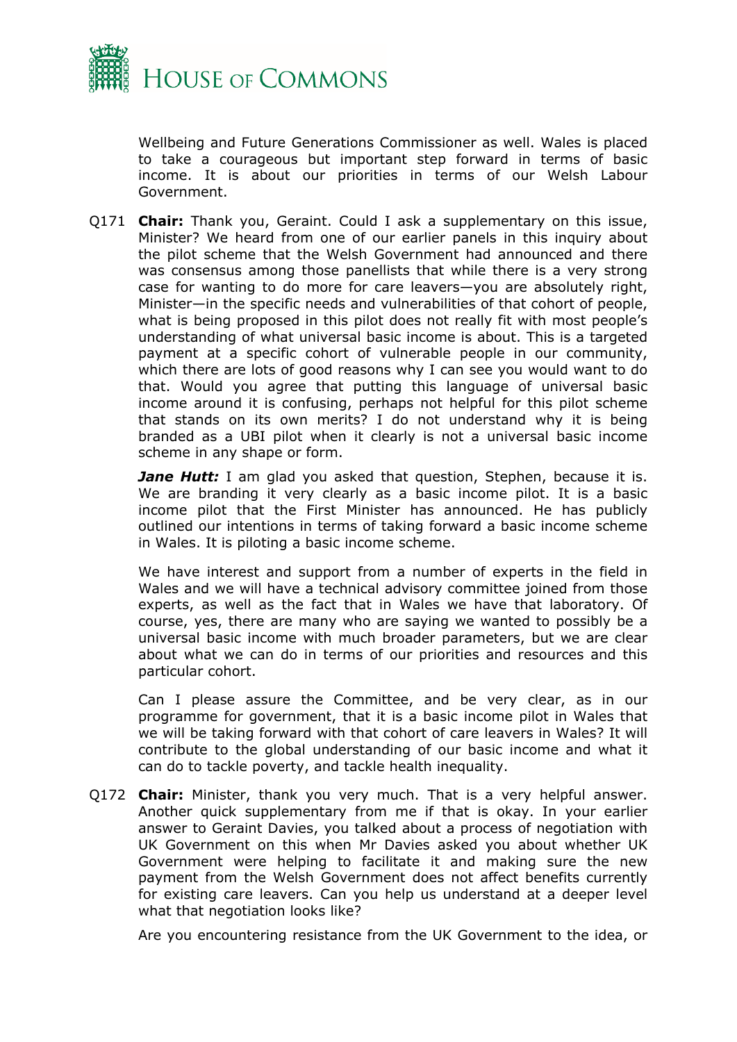Wellbeing and Future Generations Commissioner as well. Wales is placed to take a courageous but important step forward in terms of basic income. It is about our priorities in terms of our Welsh Labour Government.

Q171 **Chair:** Thank you, Geraint. Could I ask a supplementary on this issue, Minister? We heard from one of our earlier panels in this inquiry about the pilot scheme that the Welsh Government had announced and there was consensus among those panellists that while there is a very strong case for wanting to do more for care leavers—you are absolutely right, Minister—in the specific needs and vulnerabilities of that cohort of people, what is being proposed in this pilot does not really fit with most people's understanding of what universal basic income is about. This is a targeted payment at a specific cohort of vulnerable people in our community, which there are lots of good reasons why I can see you would want to do that. Would you agree that putting this language of universal basic income around it is confusing, perhaps not helpful for this pilot scheme that stands on its own merits? I do not understand why it is being branded as a UBI pilot when it clearly is not a universal basic income scheme in any shape or form.

***Jane Hutt:*** I am glad you asked that question, Stephen, because it is. We are branding it very clearly as a basic income pilot. It is a basic income pilot that the First Minister has announced. He has publicly outlined our intentions in terms of taking forward a basic income scheme in Wales. It is piloting a basic income scheme.

We have interest and support from a number of experts in the field in Wales and we will have a technical advisory committee joined from those experts, as well as the fact that in Wales we have that laboratory. Of course, yes, there are many who are saying we wanted to possibly be a universal basic income with much broader parameters, but we are clear about what we can do in terms of our priorities and resources and this particular cohort.

Can I please assure the Committee, and be very clear, as in our programme for government, that it is a basic income pilot in Wales that we will be taking forward with that cohort of care leavers in Wales? It will contribute to the global understanding of our basic income and what it can do to tackle poverty, and tackle health inequality.

Q172 **Chair:** Minister, thank you very much. That is a very helpful answer. Another quick supplementary from me if that is okay. In your earlier answer to Geraint Davies, you talked about a process of negotiation with UK Government on this when Mr Davies asked you about whether UK Government were helping to facilitate it and making sure the new payment from the Welsh Government does not affect benefits currently for existing care leavers. Can you help us understand at a deeper level what that negotiation looks like?

Are you encountering resistance from the UK Government to the idea, or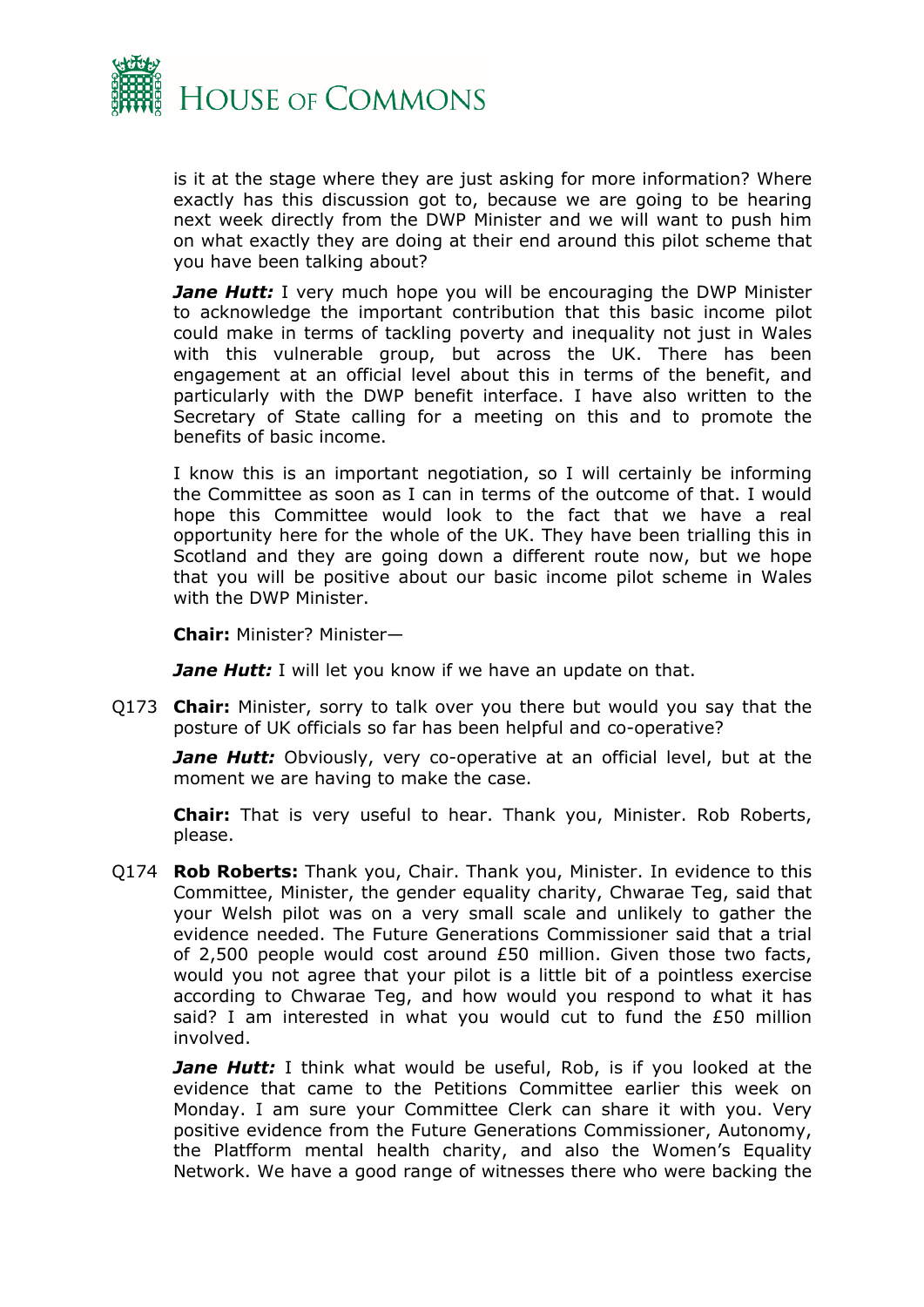is it at the stage where they are just asking for more information? Where exactly has this discussion got to, because we are going to be hearing next week directly from the DWP Minister and we will want to push him on what exactly they are doing at their end around this pilot scheme that you have been talking about?

***Jane Hutt:*** I very much hope you will be encouraging the DWP Minister to acknowledge the important contribution that this basic income pilot could make in terms of tackling poverty and inequality not just in Wales with this vulnerable group, but across the UK. There has been engagement at an official level about this in terms of the benefit, and particularly with the DWP benefit interface. I have also written to the Secretary of State calling for a meeting on this and to promote the benefits of basic income.

I know this is an important negotiation, so I will certainly be informing the Committee as soon as I can in terms of the outcome of that. I would hope this Committee would look to the fact that we have a real opportunity here for the whole of the UK. They have been trialling this in Scotland and they are going down a different route now, but we hope that you will be positive about our basic income pilot scheme in Wales with the DWP Minister.

**Chair:** Minister? Minister—

***Jane Hutt:*** I will let you know if we have an update on that.

Q173 **Chair:** Minister, sorry to talk over you there but would you say that the posture of UK officials so far has been helpful and co-operative?

***Jane Hutt:*** Obviously, very co-operative at an official level, but at the moment we are having to make the case.

**Chair:** That is very useful to hear. Thank you, Minister. Rob Roberts, please.

Q174 **Rob Roberts:** Thank you, Chair. Thank you, Minister. In evidence to this Committee, Minister, the gender equality charity, Chwarae Teg, said that your Welsh pilot was on a very small scale and unlikely to gather the evidence needed. The Future Generations Commissioner said that a trial of 2,500 people would cost around £50 million. Given those two facts, would you not agree that your pilot is a little bit of a pointless exercise according to Chwarae Teg, and how would you respond to what it has said? I am interested in what you would cut to fund the £50 million involved.

***Jane Hutt:*** I think what would be useful, Rob, is if you looked at the evidence that came to the Petitions Committee earlier this week on Monday. I am sure your Committee Clerk can share it with you. Very positive evidence from the Future Generations Commissioner, Autonomy, the Platfform mental health charity, and also the Women's Equality Network. We have a good range of witnesses there who were backing the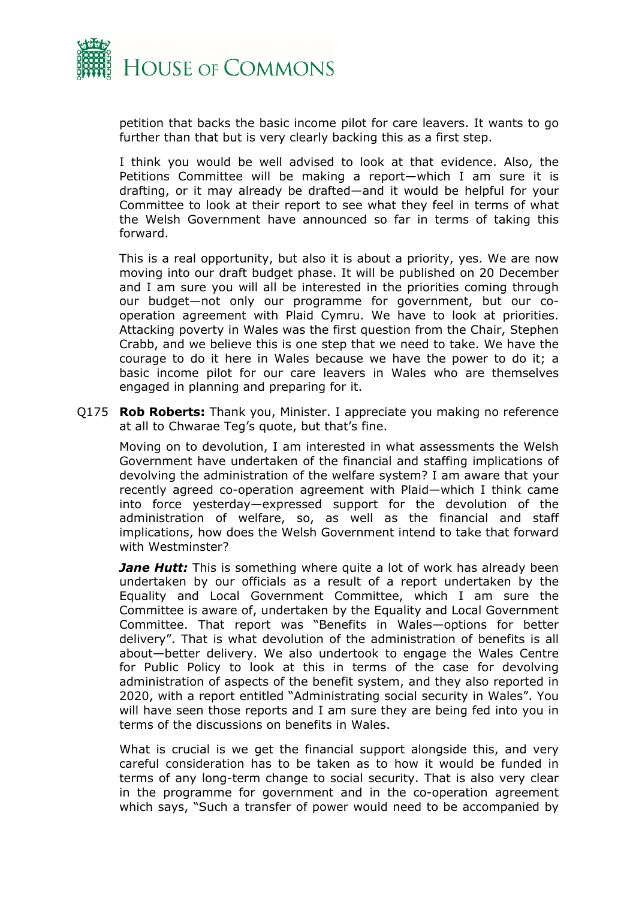petition that backs the basic income pilot for care leavers. It wants to go further than that but is very clearly backing this as a first step.

I think you would be well advised to look at that evidence. Also, the Petitions Committee will be making a report—which I am sure it is drafting, or it may already be drafted—and it would be helpful for your Committee to look at their report to see what they feel in terms of what the Welsh Government have announced so far in terms of taking this forward.

This is a real opportunity, but also it is about a priority, yes. We are now moving into our draft budget phase. It will be published on 20 December and I am sure you will all be interested in the priorities coming through our budget—not only our programme for government, but our co-operation agreement with Plaid Cymru. We have to look at priorities. Attacking poverty in Wales was the first question from the Chair, Stephen Crabb, and we believe this is one step that we need to take. We have the courage to do it here in Wales because we have the power to do it; a basic income pilot for our care leavers in Wales who are themselves engaged in planning and preparing for it.

Q175 **Rob Roberts:** Thank you, Minister. I appreciate you making no reference at all to Chwarae Teg's quote, but that's fine.

Moving on to devolution, I am interested in what assessments the Welsh Government have undertaken of the financial and staffing implications of devolving the administration of the welfare system? I am aware that your recently agreed co-operation agreement with Plaid—which I think came into force yesterday—expressed support for the devolution of the administration of welfare, so, as well as the financial and staff implications, how does the Welsh Government intend to take that forward with Westminster?

***Jane Hutt:*** This is something where quite a lot of work has already been undertaken by our officials as a result of a report undertaken by the Equality and Local Government Committee, which I am sure the Committee is aware of, undertaken by the Equality and Local Government Committee. That report was "Benefits in Wales—options for better delivery". That is what devolution of the administration of benefits is all about—better delivery. We also undertook to engage the Wales Centre for Public Policy to look at this in terms of the case for devolving administration of aspects of the benefit system, and they also reported in 2020, with a report entitled "Administrating social security in Wales". You will have seen those reports and I am sure they are being fed into you in terms of the discussions on benefits in Wales.

What is crucial is we get the financial support alongside this, and very careful consideration has to be taken as to how it would be funded in terms of any long-term change to social security. That is also very clear in the programme for government and in the co-operation agreement which says, "Such a transfer of power would need to be accompanied by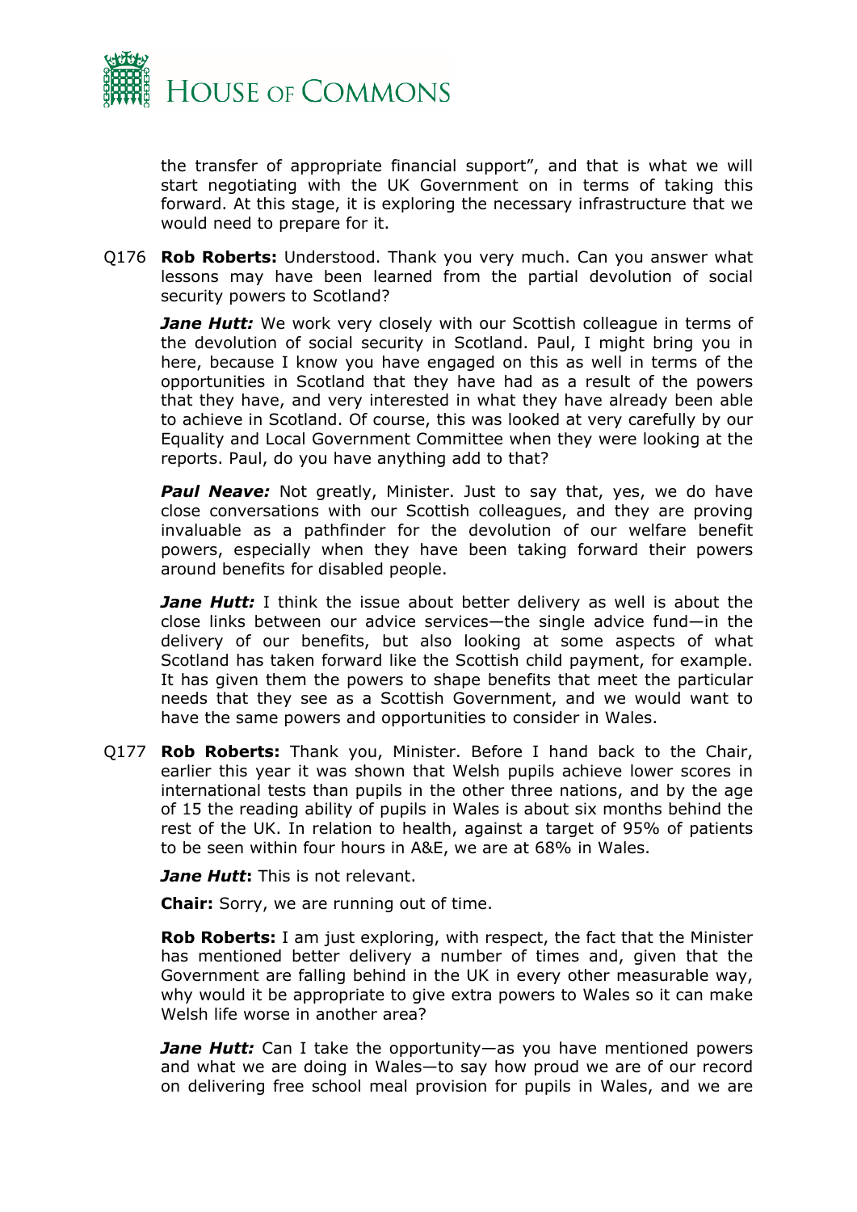the transfer of appropriate financial support", and that is what we will start negotiating with the UK Government on in terms of taking this forward. At this stage, it is exploring the necessary infrastructure that we would need to prepare for it.

Q176 **Rob Roberts:** Understood. Thank you very much. Can you answer what lessons may have been learned from the partial devolution of social security powers to Scotland?

***Jane Hutt:*** We work very closely with our Scottish colleague in terms of the devolution of social security in Scotland. Paul, I might bring you in here, because I know you have engaged on this as well in terms of the opportunities in Scotland that they have had as a result of the powers that they have, and very interested in what they have already been able to achieve in Scotland. Of course, this was looked at very carefully by our Equality and Local Government Committee when they were looking at the reports. Paul, do you have anything add to that?

***Paul Neave:*** Not greatly, Minister. Just to say that, yes, we do have close conversations with our Scottish colleagues, and they are proving invaluable as a pathfinder for the devolution of our welfare benefit powers, especially when they have been taking forward their powers around benefits for disabled people.

***Jane Hutt:*** I think the issue about better delivery as well is about the close links between our advice services—the single advice fund—in the delivery of our benefits, but also looking at some aspects of what Scotland has taken forward like the Scottish child payment, for example. It has given them the powers to shape benefits that meet the particular needs that they see as a Scottish Government, and we would want to have the same powers and opportunities to consider in Wales.

Q177 **Rob Roberts:** Thank you, Minister. Before I hand back to the Chair, earlier this year it was shown that Welsh pupils achieve lower scores in international tests than pupils in the other three nations, and by the age of 15 the reading ability of pupils in Wales is about six months behind the rest of the UK. In relation to health, against a target of 95% of patients to be seen within four hours in A&E, we are at 68% in Wales.

***Jane Hutt*:** This is not relevant.

**Chair:** Sorry, we are running out of time.

**Rob Roberts:** I am just exploring, with respect, the fact that the Minister has mentioned better delivery a number of times and, given that the Government are falling behind in the UK in every other measurable way, why would it be appropriate to give extra powers to Wales so it can make Welsh life worse in another area?

***Jane Hutt:*** Can I take the opportunity—as you have mentioned powers and what we are doing in Wales—to say how proud we are of our record on delivering free school meal provision for pupils in Wales, and we are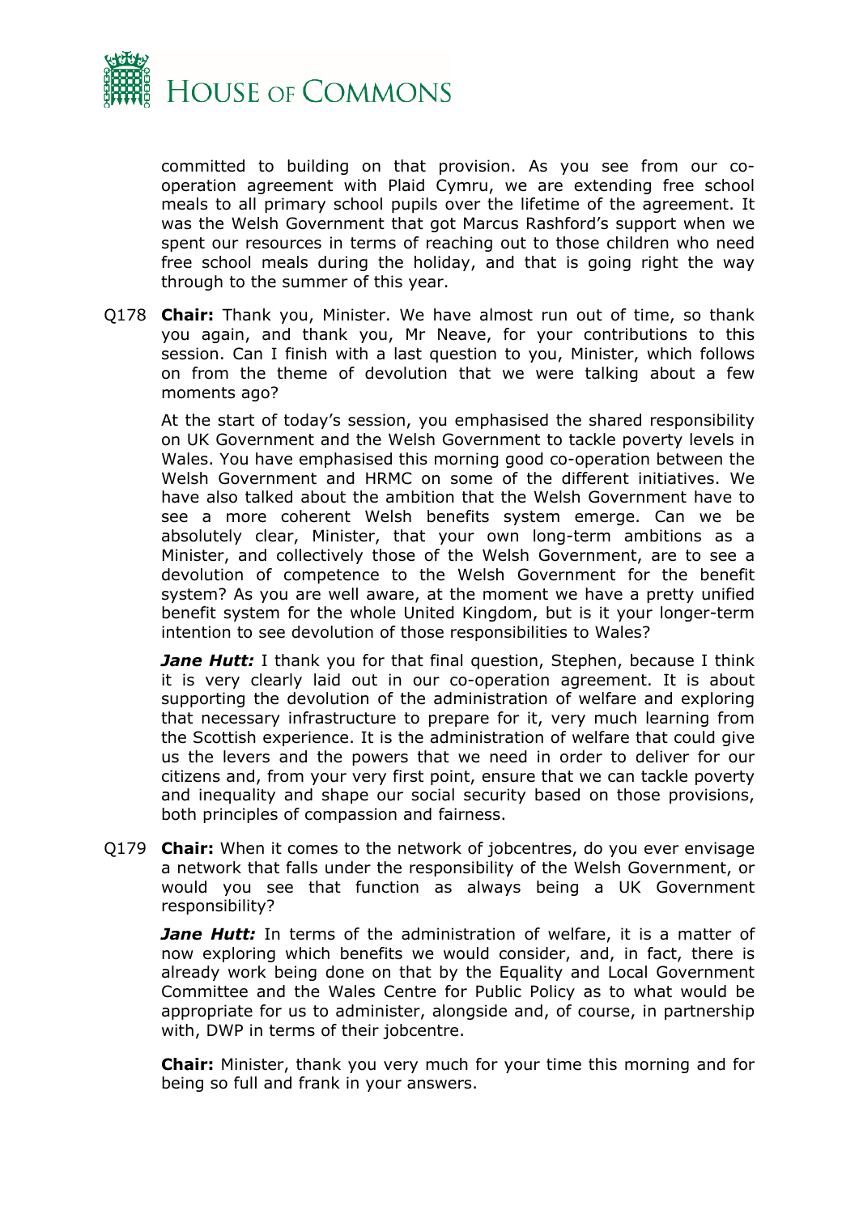committed to building on that provision. As you see from our co-operation agreement with Plaid Cymru, we are extending free school meals to all primary school pupils over the lifetime of the agreement. It was the Welsh Government that got Marcus Rashford's support when we spent our resources in terms of reaching out to those children who need free school meals during the holiday, and that is going right the way through to the summer of this year.

Q178 **Chair:** Thank you, Minister. We have almost run out of time, so thank you again, and thank you, Mr Neave, for your contributions to this session. Can I finish with a last question to you, Minister, which follows on from the theme of devolution that we were talking about a few moments ago?

At the start of today's session, you emphasised the shared responsibility on UK Government and the Welsh Government to tackle poverty levels in Wales. You have emphasised this morning good co-operation between the Welsh Government and HRMC on some of the different initiatives. We have also talked about the ambition that the Welsh Government have to see a more coherent Welsh benefits system emerge. Can we be absolutely clear, Minister, that your own long-term ambitions as a Minister, and collectively those of the Welsh Government, are to see a devolution of competence to the Welsh Government for the benefit system? As you are well aware, at the moment we have a pretty unified benefit system for the whole United Kingdom, but is it your longer-term intention to see devolution of those responsibilities to Wales?

***Jane Hutt:*** I thank you for that final question, Stephen, because I think it is very clearly laid out in our co-operation agreement. It is about supporting the devolution of the administration of welfare and exploring that necessary infrastructure to prepare for it, very much learning from the Scottish experience. It is the administration of welfare that could give us the levers and the powers that we need in order to deliver for our citizens and, from your very first point, ensure that we can tackle poverty and inequality and shape our social security based on those provisions, both principles of compassion and fairness.

Q179 **Chair:** When it comes to the network of jobcentres, do you ever envisage a network that falls under the responsibility of the Welsh Government, or would you see that function as always being a UK Government responsibility?

***Jane Hutt:*** In terms of the administration of welfare, it is a matter of now exploring which benefits we would consider, and, in fact, there is already work being done on that by the Equality and Local Government Committee and the Wales Centre for Public Policy as to what would be appropriate for us to administer, alongside and, of course, in partnership with, DWP in terms of their jobcentre.

**Chair:** Minister, thank you very much for your time this morning and for being so full and frank in your answers.